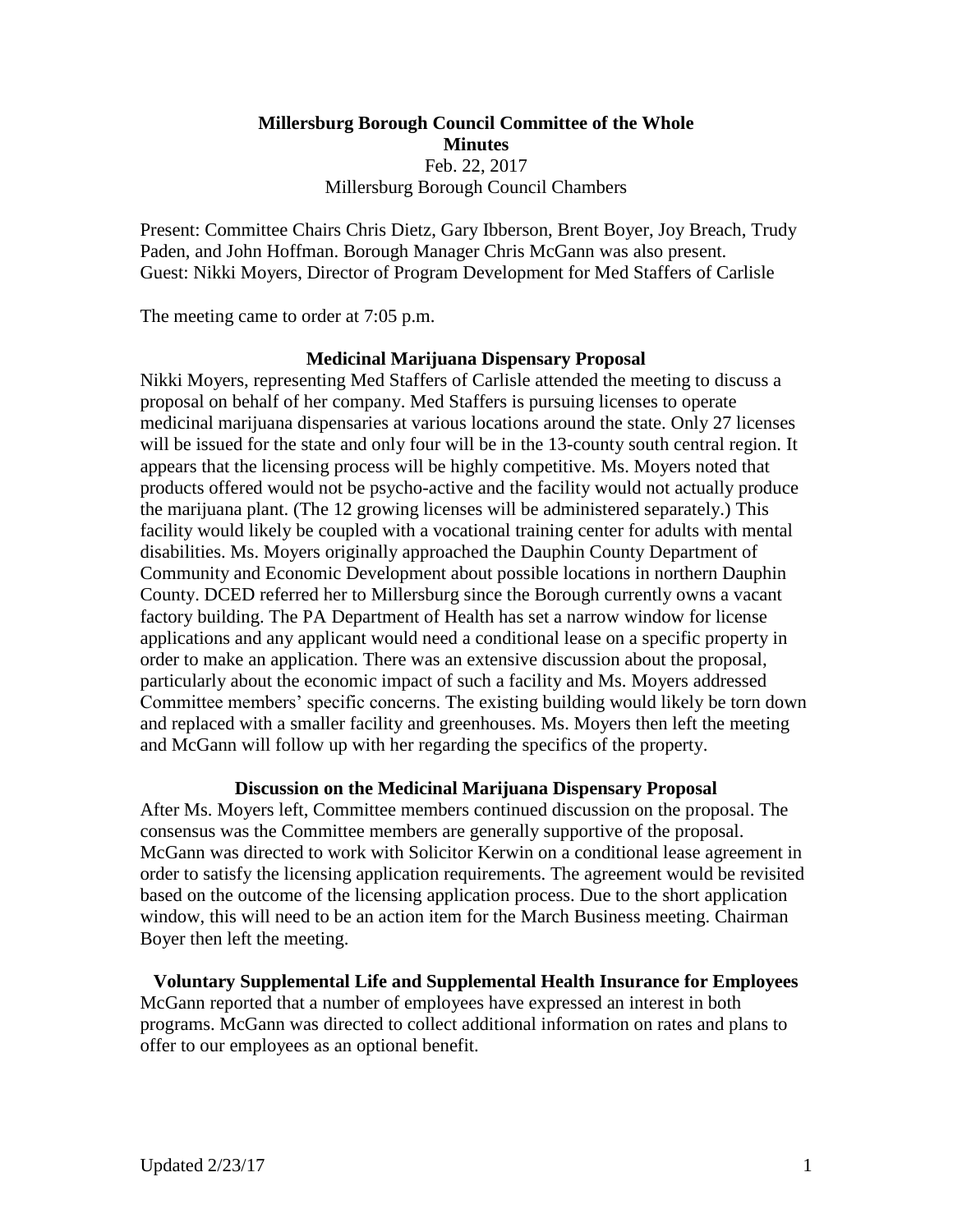# Millersburg Borough Council Committee of the Whole
## Minutes

Feb. 22, 2017
Millersburg Borough Council Chambers

Present: Committee Chairs Chris Dietz, Gary Ibberson, Brent Boyer, Joy Breach, Trudy Paden, and John Hoffman. Borough Manager Chris McGann was also present.
Guest: Nikki Moyers, Director of Program Development for Med Staffers of Carlisle

The meeting came to order at 7:05 p.m.

### Medicinal Marijuana Dispensary Proposal

Nikki Moyers, representing Med Staffers of Carlisle attended the meeting to discuss a proposal on behalf of her company. Med Staffers is pursuing licenses to operate medicinal marijuana dispensaries at various locations around the state. Only 27 licenses will be issued for the state and only four will be in the 13-county south central region. It appears that the licensing process will be highly competitive. Ms. Moyers noted that products offered would not be psycho-active and the facility would not actually produce the marijuana plant. (The 12 growing licenses will be administered separately.) This facility would likely be coupled with a vocational training center for adults with mental disabilities. Ms. Moyers originally approached the Dauphin County Department of Community and Economic Development about possible locations in northern Dauphin County. DCED referred her to Millersburg since the Borough currently owns a vacant factory building. The PA Department of Health has set a narrow window for license applications and any applicant would need a conditional lease on a specific property in order to make an application. There was an extensive discussion about the proposal, particularly about the economic impact of such a facility and Ms. Moyers addressed Committee members' specific concerns. The existing building would likely be torn down and replaced with a smaller facility and greenhouses. Ms. Moyers then left the meeting and McGann will follow up with her regarding the specifics of the property.

### Discussion on the Medicinal Marijuana Dispensary Proposal

After Ms. Moyers left, Committee members continued discussion on the proposal. The consensus was the Committee members are generally supportive of the proposal. McGann was directed to work with Solicitor Kerwin on a conditional lease agreement in order to satisfy the licensing application requirements. The agreement would be revisited based on the outcome of the licensing application process. Due to the short application window, this will need to be an action item for the March Business meeting. Chairman Boyer then left the meeting.

### Voluntary Supplemental Life and Supplemental Health Insurance for Employees

McGann reported that a number of employees have expressed an interest in both programs. McGann was directed to collect additional information on rates and plans to offer to our employees as an optional benefit.

Updated 2/23/17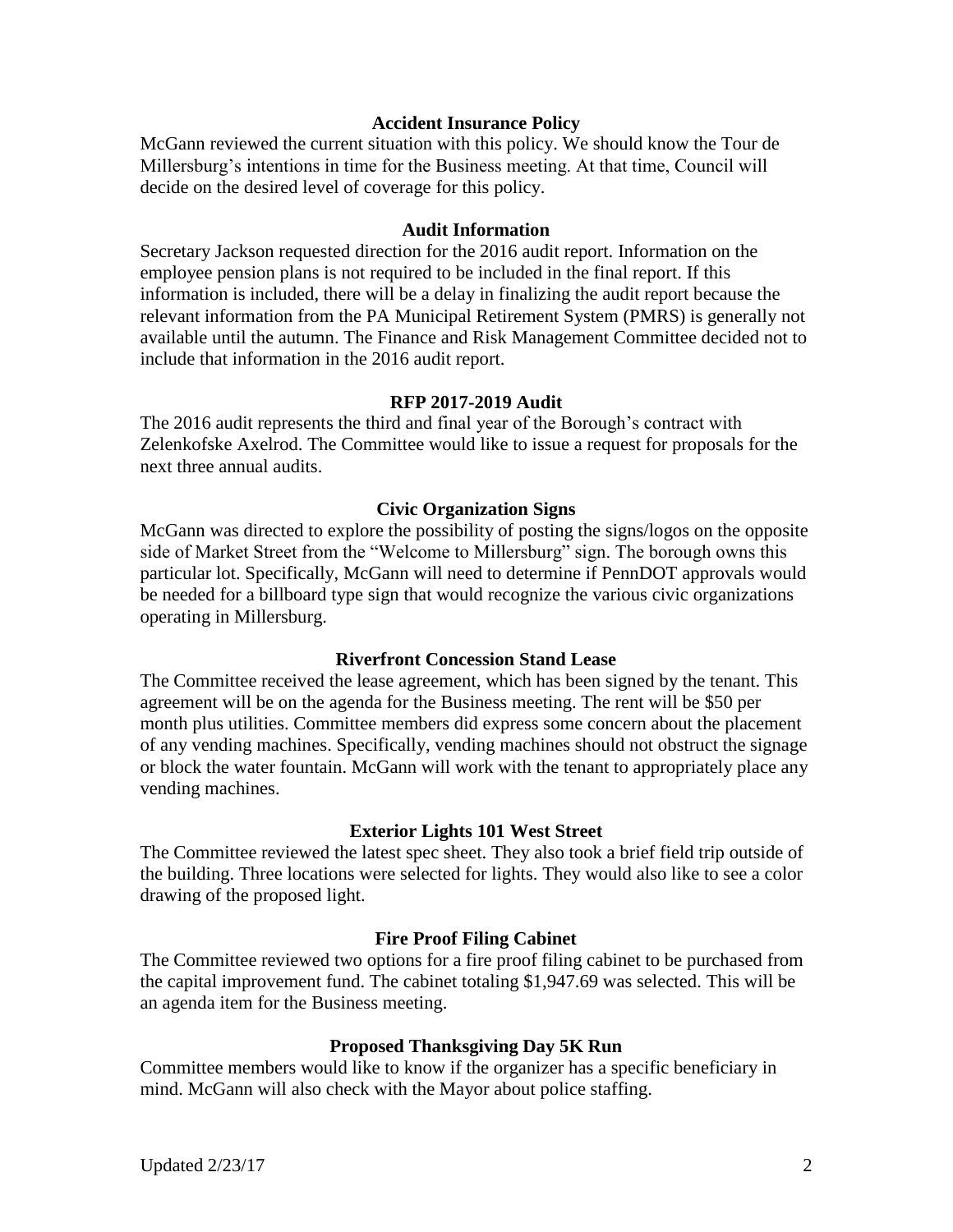**Accident Insurance Policy**

McGann reviewed the current situation with this policy. We should know the Tour de Millersburg's intentions in time for the Business meeting. At that time, Council will decide on the desired level of coverage for this policy.

**Audit Information**

Secretary Jackson requested direction for the 2016 audit report. Information on the employee pension plans is not required to be included in the final report. If this information is included, there will be a delay in finalizing the audit report because the relevant information from the PA Municipal Retirement System (PMRS) is generally not available until the autumn. The Finance and Risk Management Committee decided not to include that information in the 2016 audit report.

**RFP 2017-2019 Audit**

The 2016 audit represents the third and final year of the Borough's contract with Zelenkofske Axelrod. The Committee would like to issue a request for proposals for the next three annual audits.

**Civic Organization Signs**

McGann was directed to explore the possibility of posting the signs/logos on the opposite side of Market Street from the "Welcome to Millersburg" sign. The borough owns this particular lot. Specifically, McGann will need to determine if PennDOT approvals would be needed for a billboard type sign that would recognize the various civic organizations operating in Millersburg.

**Riverfront Concession Stand Lease**

The Committee received the lease agreement, which has been signed by the tenant. This agreement will be on the agenda for the Business meeting. The rent will be $50 per month plus utilities. Committee members did express some concern about the placement of any vending machines. Specifically, vending machines should not obstruct the signage or block the water fountain. McGann will work with the tenant to appropriately place any vending machines.

**Exterior Lights 101 West Street**

The Committee reviewed the latest spec sheet. They also took a brief field trip outside of the building. Three locations were selected for lights. They would also like to see a color drawing of the proposed light.

**Fire Proof Filing Cabinet**

The Committee reviewed two options for a fire proof filing cabinet to be purchased from the capital improvement fund. The cabinet totaling $1,947.69 was selected. This will be an agenda item for the Business meeting.

**Proposed Thanksgiving Day 5K Run**

Committee members would like to know if the organizer has a specific beneficiary in mind. McGann will also check with the Mayor about police staffing.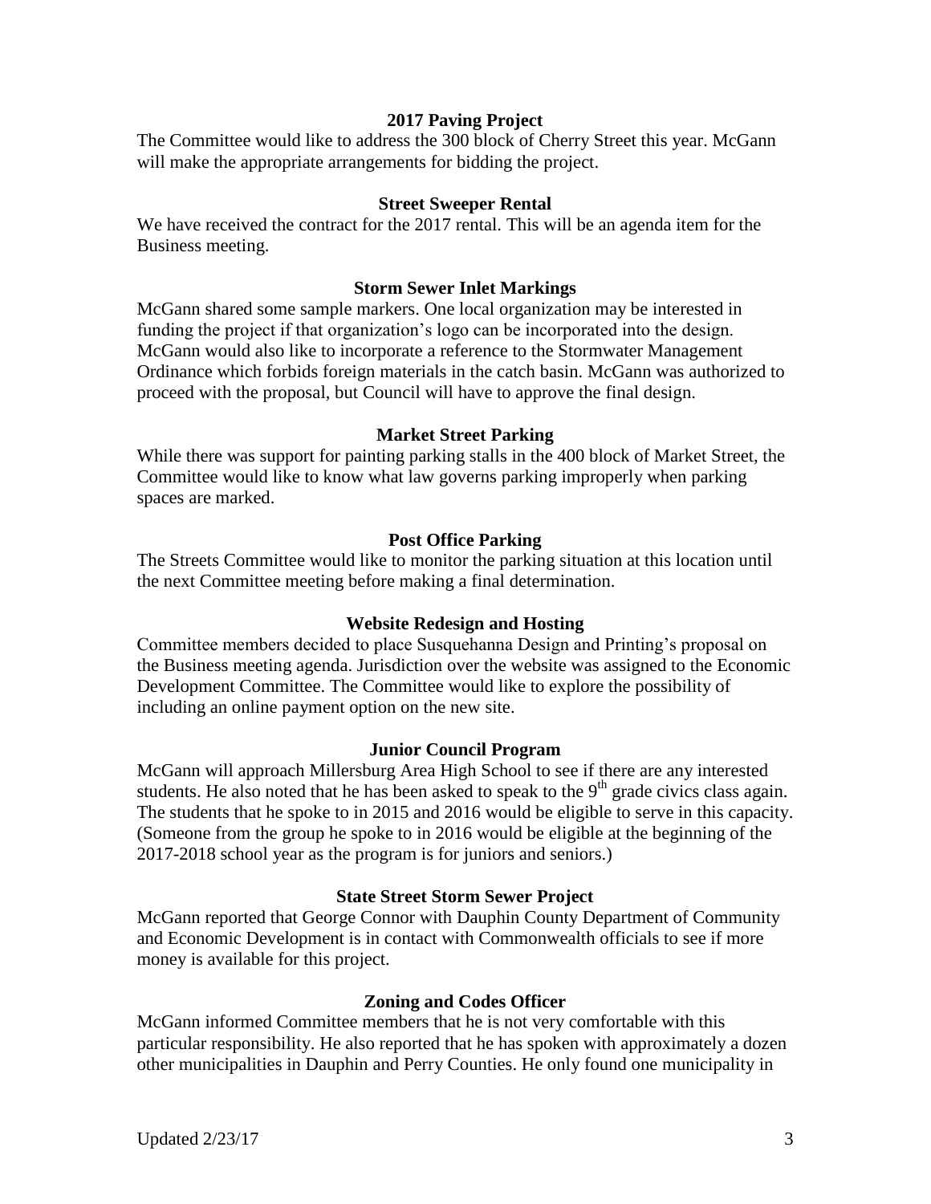### 2017 Paving Project

The Committee would like to address the 300 block of Cherry Street this year. McGann will make the appropriate arrangements for bidding the project.

### Street Sweeper Rental

We have received the contract for the 2017 rental. This will be an agenda item for the Business meeting.

### Storm Sewer Inlet Markings

McGann shared some sample markers. One local organization may be interested in funding the project if that organization's logo can be incorporated into the design. McGann would also like to incorporate a reference to the Stormwater Management Ordinance which forbids foreign materials in the catch basin. McGann was authorized to proceed with the proposal, but Council will have to approve the final design.

### Market Street Parking

While there was support for painting parking stalls in the 400 block of Market Street, the Committee would like to know what law governs parking improperly when parking spaces are marked.

### Post Office Parking

The Streets Committee would like to monitor the parking situation at this location until the next Committee meeting before making a final determination.

### Website Redesign and Hosting

Committee members decided to place Susquehanna Design and Printing's proposal on the Business meeting agenda. Jurisdiction over the website was assigned to the Economic Development Committee. The Committee would like to explore the possibility of including an online payment option on the new site.

### Junior Council Program

McGann will approach Millersburg Area High School to see if there are any interested students. He also noted that he has been asked to speak to the 9th grade civics class again. The students that he spoke to in 2015 and 2016 would be eligible to serve in this capacity. (Someone from the group he spoke to in 2016 would be eligible at the beginning of the 2017-2018 school year as the program is for juniors and seniors.)

### State Street Storm Sewer Project

McGann reported that George Connor with Dauphin County Department of Community and Economic Development is in contact with Commonwealth officials to see if more money is available for this project.

### Zoning and Codes Officer

McGann informed Committee members that he is not very comfortable with this particular responsibility. He also reported that he has spoken with approximately a dozen other municipalities in Dauphin and Perry Counties. He only found one municipality in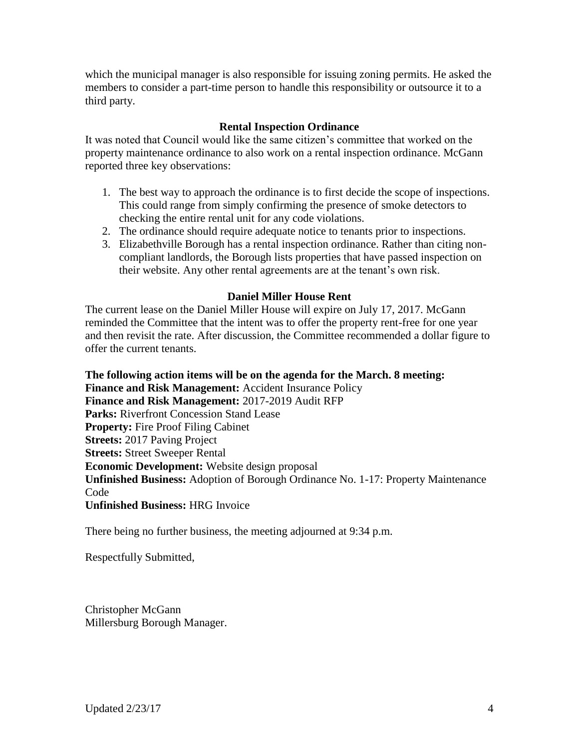which the municipal manager is also responsible for issuing zoning permits. He asked the members to consider a part-time person to handle this responsibility or outsource it to a third party.

### Rental Inspection Ordinance

It was noted that Council would like the same citizen's committee that worked on the property maintenance ordinance to also work on a rental inspection ordinance. McGann reported three key observations:

1. The best way to approach the ordinance is to first decide the scope of inspections. This could range from simply confirming the presence of smoke detectors to checking the entire rental unit for any code violations.
2. The ordinance should require adequate notice to tenants prior to inspections.
3. Elizabethville Borough has a rental inspection ordinance. Rather than citing non-compliant landlords, the Borough lists properties that have passed inspection on their website. Any other rental agreements are at the tenant's own risk.

### Daniel Miller House Rent

The current lease on the Daniel Miller House will expire on July 17, 2017. McGann reminded the Committee that the intent was to offer the property rent-free for one year and then revisit the rate. After discussion, the Committee recommended a dollar figure to offer the current tenants.

**The following action items will be on the agenda for the March. 8 meeting:**
**Finance and Risk Management:** Accident Insurance Policy
**Finance and Risk Management:** 2017-2019 Audit RFP
**Parks:** Riverfront Concession Stand Lease
**Property:** Fire Proof Filing Cabinet
**Streets:** 2017 Paving Project
**Streets:** Street Sweeper Rental
**Economic Development:** Website design proposal
**Unfinished Business:** Adoption of Borough Ordinance No. 1-17: Property Maintenance Code
**Unfinished Business:** HRG Invoice

There being no further business, the meeting adjourned at 9:34 p.m.

Respectfully Submitted,

Christopher McGann
Millersburg Borough Manager.

Updated 2/23/17